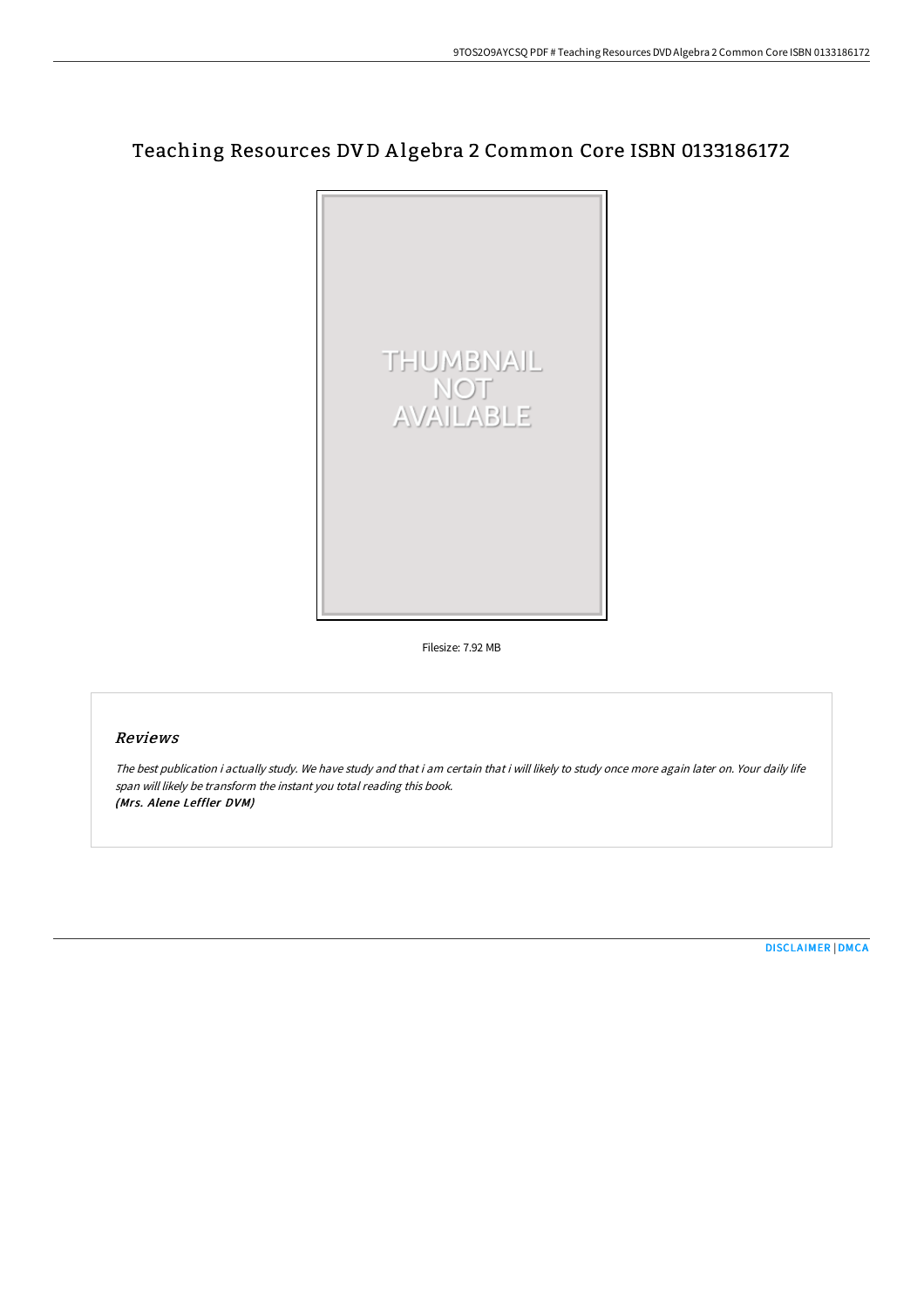# Teaching Resources DVD Algebra 2 Common Core ISBN 0133186172

Filesize: 7.92 MB

## *Reviews*

*The best publication i actually study. We have study and that i am certain that i will likely to study once more again later on. Your daily life span will likely be transform the instant you total reading this book.*
***(Mrs. Alene Leffler DVM)***

[DISCLAIMER](#) | [DMCA](#)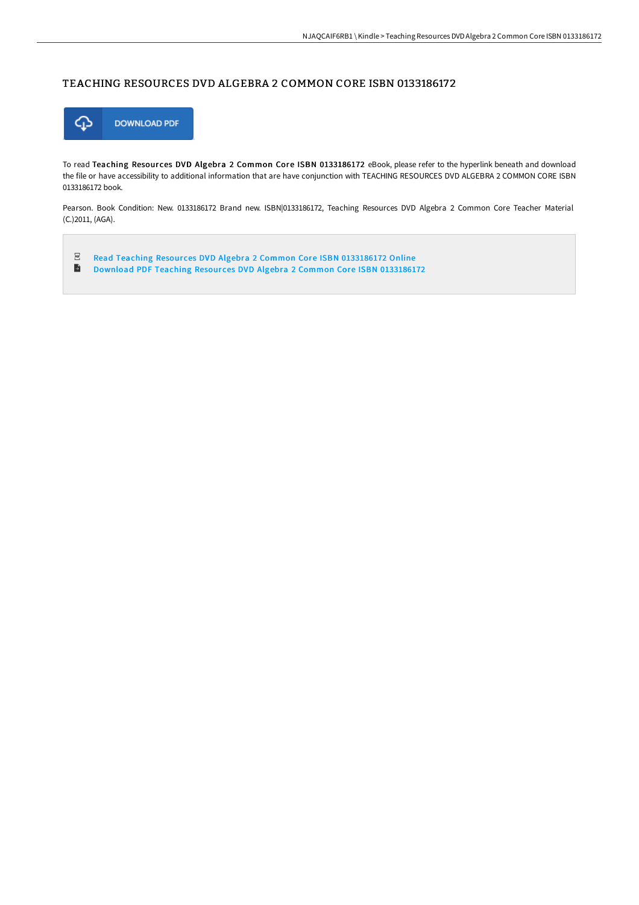# TEACHING RESOURCES DVD ALGEBRA 2 COMMON CORE ISBN 0133186172

DOWNLOAD PDF

To read **Teaching Resources DVD Algebra 2 Common Core ISBN 0133186172** eBook, please refer to the hyperlink beneath and download the file or have accessibility to additional information that are have conjunction with TEACHING RESOURCES DVD ALGEBRA 2 COMMON CORE ISBN 0133186172 book.

Pearson. Book Condition: New. 0133186172 Brand new. ISBN|0133186172, Teaching Resources DVD Algebra 2 Common Core Teacher Material (C.)2011, (AGA).

- Read Teaching Resources DVD Algebra 2 Common Core ISBN 0133186172 Online
- Download PDF Teaching Resources DVD Algebra 2 Common Core ISBN 0133186172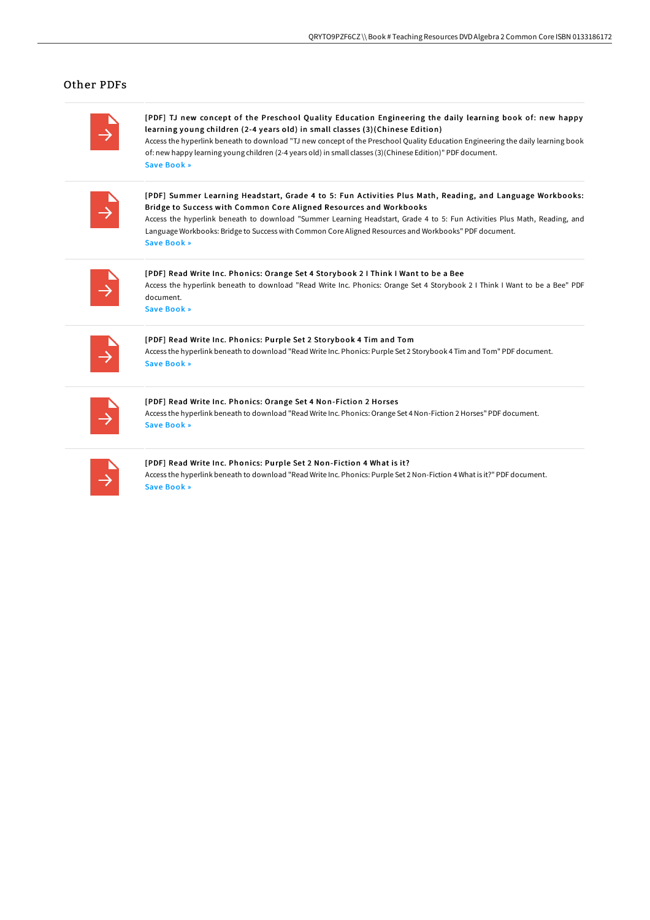## Other PDFs

**[PDF] TJ new concept of the Preschool Quality Education Engineering the daily learning book of: new happy learning young children (2-4 years old) in small classes (3)(Chinese Edition)**

Access the hyperlink beneath to download "TJ new concept of the Preschool Quality Education Engineering the daily learning book of: new happy learning young children (2-4 years old) in small classes (3)(Chinese Edition)" PDF document.

Save Book »

**[PDF] Summer Learning Headstart, Grade 4 to 5: Fun Activities Plus Math, Reading, and Language Workbooks: Bridge to Success with Common Core Aligned Resources and Workbooks**

Access the hyperlink beneath to download "Summer Learning Headstart, Grade 4 to 5: Fun Activities Plus Math, Reading, and Language Workbooks: Bridge to Success with Common Core Aligned Resources and Workbooks" PDF document.

Save Book »

**[PDF] Read Write Inc. Phonics: Orange Set 4 Storybook 2 I Think I Want to be a Bee**

Access the hyperlink beneath to download "Read Write Inc. Phonics: Orange Set 4 Storybook 2 I Think I Want to be a Bee" PDF document.

Save Book »

**[PDF] Read Write Inc. Phonics: Purple Set 2 Storybook 4 Tim and Tom**

Access the hyperlink beneath to download "Read Write Inc. Phonics: Purple Set 2 Storybook 4 Tim and Tom" PDF document.

Save Book »

**[PDF] Read Write Inc. Phonics: Orange Set 4 Non-Fiction 2 Horses**

Access the hyperlink beneath to download "Read Write Inc. Phonics: Orange Set 4 Non-Fiction 2 Horses" PDF document.

Save Book »

**[PDF] Read Write Inc. Phonics: Purple Set 2 Non-Fiction 4 What is it?**

Access the hyperlink beneath to download "Read Write Inc. Phonics: Purple Set 2 Non-Fiction 4 What is it?" PDF document.

Save Book »